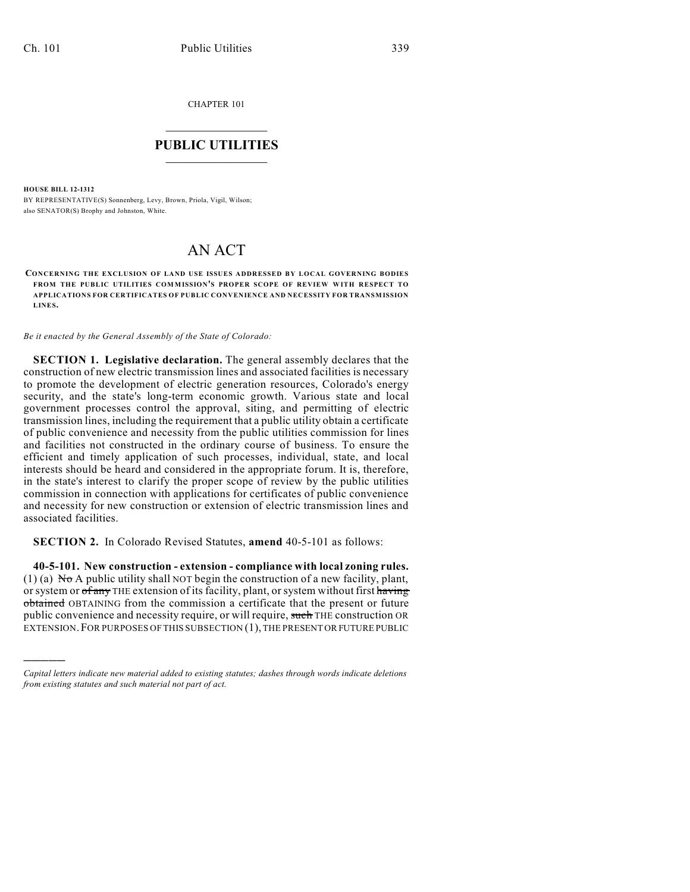CHAPTER 101

## PUBLIC UTILITIES

**HOUSE BILL 12-1312**

BY REPRESENTATIVE(S) Sonnenberg, Levy, Brown, Priola, Vigil, Wilson; also SENATOR(S) Brophy and Johnston, White.

# AN ACT

**CONCERNING THE EXCLUSION OF LAND USE ISSUES ADDRESSED BY LOCAL GOVERNING BODIES FROM THE PUBLIC UTILITIES COMMISSION'S PROPER SCOPE OF REVIEW WITH RESPECT TO APPLICATIONS FOR CERTIFICATES OF PUBLIC CONVENIENCE AND NECESSITY FOR TRANSMISSION LINES.**

*Be it enacted by the General Assembly of the State of Colorado:*

**SECTION 1. Legislative declaration.** The general assembly declares that the construction of new electric transmission lines and associated facilities is necessary to promote the development of electric generation resources, Colorado's energy security, and the state's long-term economic growth. Various state and local government processes control the approval, siting, and permitting of electric transmission lines, including the requirement that a public utility obtain a certificate of public convenience and necessity from the public utilities commission for lines and facilities not constructed in the ordinary course of business. To ensure the efficient and timely application of such processes, individual, state, and local interests should be heard and considered in the appropriate forum. It is, therefore, in the state's interest to clarify the proper scope of review by the public utilities commission in connection with applications for certificates of public convenience and necessity for new construction or extension of electric transmission lines and associated facilities.

**SECTION 2.** In Colorado Revised Statutes, **amend** 40-5-101 as follows:

**40-5-101. New construction - extension - compliance with local zoning rules.** (1) (a) ~~No~~ A public utility shall NOT begin the construction of a new facility, plant, or system or ~~of any~~ THE extension of its facility, plant, or system without first ~~having obtained~~ OBTAINING from the commission a certificate that the present or future public convenience and necessity require, or will require, ~~such~~ THE construction OR EXTENSION. FOR PURPOSES OF THIS SUBSECTION (1), THE PRESENT OR FUTURE PUBLIC

*Capital letters indicate new material added to existing statutes; dashes through words indicate deletions from existing statutes and such material not part of act.*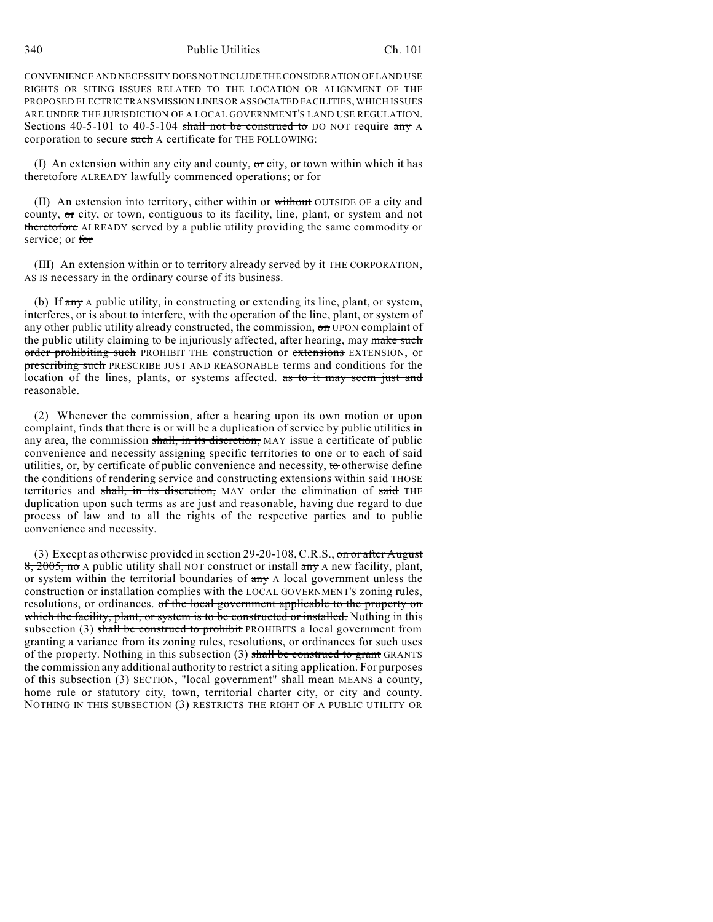CONVENIENCE AND NECESSITY DOES NOT INCLUDE THE CONSIDERATION OF LAND USE RIGHTS OR SITING ISSUES RELATED TO THE LOCATION OR ALIGNMENT OF THE PROPOSED ELECTRIC TRANSMISSION LINES OR ASSOCIATED FACILITIES, WHICH ISSUES ARE UNDER THE JURISDICTION OF A LOCAL GOVERNMENT'S LAND USE REGULATION. Sections 40-5-101 to 40-5-104 ~~shall not be construed to~~ DO NOT require ~~any~~ A corporation to secure ~~such~~ A certificate for THE FOLLOWING:

(I) An extension within any city and county, ~~or~~ city, or town within which it has ~~theretofore~~ ALREADY lawfully commenced operations; ~~or for~~

(II) An extension into territory, either within or ~~without~~ OUTSIDE OF a city and county, ~~or~~ city, or town, contiguous to its facility, line, plant, or system and not ~~theretofore~~ ALREADY served by a public utility providing the same commodity or service; or ~~for~~

(III) An extension within or to territory already served by ~~it~~ THE CORPORATION, AS IS necessary in the ordinary course of its business.

(b) If ~~any~~ A public utility, in constructing or extending its line, plant, or system, interferes, or is about to interfere, with the operation of the line, plant, or system of any other public utility already constructed, the commission, ~~on~~ UPON complaint of the public utility claiming to be injuriously affected, after hearing, may ~~make such order prohibiting such~~ PROHIBIT THE construction or ~~extensions~~ EXTENSION, or ~~prescribing such~~ PRESCRIBE JUST AND REASONABLE terms and conditions for the location of the lines, plants, or systems affected. ~~as to it may seem just and reasonable.~~

(2) Whenever the commission, after a hearing upon its own motion or upon complaint, finds that there is or will be a duplication of service by public utilities in any area, the commission ~~shall, in its discretion,~~ MAY issue a certificate of public convenience and necessity assigning specific territories to one or to each of said utilities, or, by certificate of public convenience and necessity, ~~to~~ otherwise define the conditions of rendering service and constructing extensions within ~~said~~ THOSE territories and ~~shall, in its discretion,~~ MAY order the elimination of ~~said~~ THE duplication upon such terms as are just and reasonable, having due regard to due process of law and to all the rights of the respective parties and to public convenience and necessity.

(3) Except as otherwise provided in section 29-20-108, C.R.S., ~~on or after August 8, 2005, no~~ A public utility shall NOT construct or install ~~any~~ A new facility, plant, or system within the territorial boundaries of ~~any~~ A local government unless the construction or installation complies with the LOCAL GOVERNMENT'S zoning rules, resolutions, or ordinances. ~~of the local government applicable to the property on which the facility, plant, or system is to be constructed or installed.~~ Nothing in this subsection (3) ~~shall be construed to prohibit~~ PROHIBITS a local government from granting a variance from its zoning rules, resolutions, or ordinances for such uses of the property. Nothing in this subsection (3) ~~shall be construed to grant~~ GRANTS the commission any additional authority to restrict a siting application. For purposes of this ~~subsection (3)~~ SECTION, "local government" ~~shall mean~~ MEANS a county, home rule or statutory city, town, territorial charter city, or city and county. NOTHING IN THIS SUBSECTION (3) RESTRICTS THE RIGHT OF A PUBLIC UTILITY OR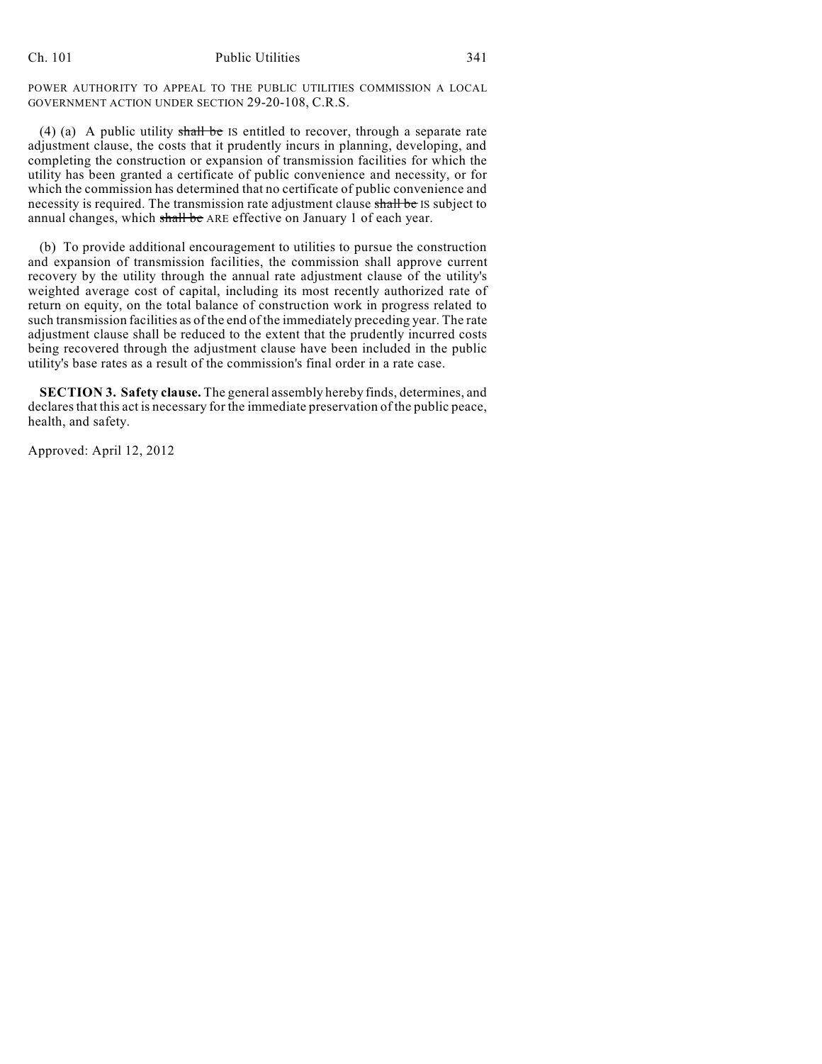POWER AUTHORITY TO APPEAL TO THE PUBLIC UTILITIES COMMISSION A LOCAL GOVERNMENT ACTION UNDER SECTION 29-20-108, C.R.S.

(4) (a) A public utility ~~shall be~~ IS entitled to recover, through a separate rate adjustment clause, the costs that it prudently incurs in planning, developing, and completing the construction or expansion of transmission facilities for which the utility has been granted a certificate of public convenience and necessity, or for which the commission has determined that no certificate of public convenience and necessity is required. The transmission rate adjustment clause ~~shall be~~ IS subject to annual changes, which ~~shall be~~ ARE effective on January 1 of each year.

(b) To provide additional encouragement to utilities to pursue the construction and expansion of transmission facilities, the commission shall approve current recovery by the utility through the annual rate adjustment clause of the utility's weighted average cost of capital, including its most recently authorized rate of return on equity, on the total balance of construction work in progress related to such transmission facilities as of the end of the immediately preceding year. The rate adjustment clause shall be reduced to the extent that the prudently incurred costs being recovered through the adjustment clause have been included in the public utility's base rates as a result of the commission's final order in a rate case.

**SECTION 3. Safety clause.** The general assembly hereby finds, determines, and declares that this act is necessary for the immediate preservation of the public peace, health, and safety.

Approved: April 12, 2012